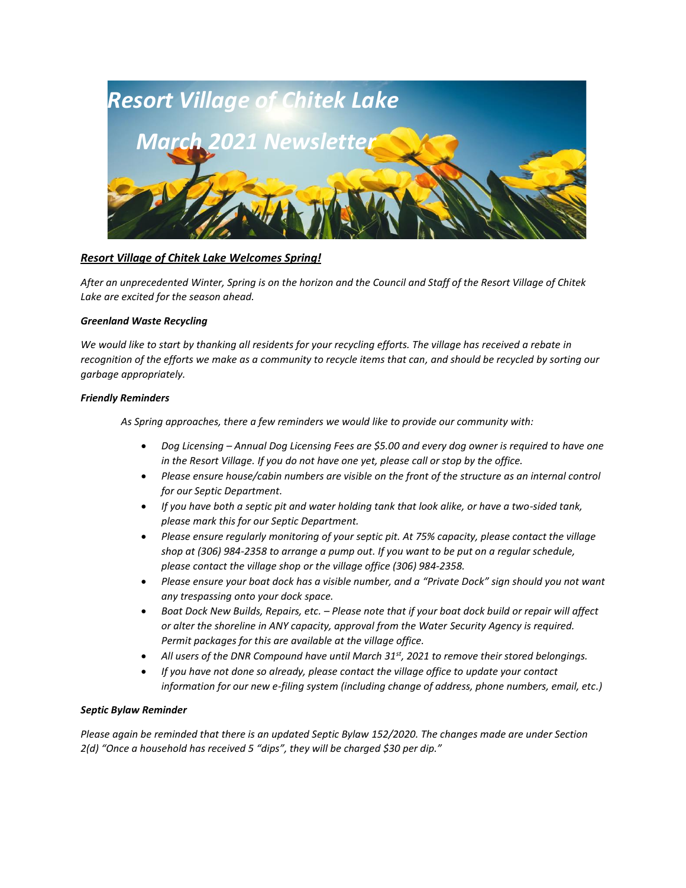# *Resort Village of Chitek Lake*

## *March 2021 Newsletter*

***Resort Village of Chitek Lake Welcomes Spring!***

*After an unprecedented Winter, Spring is on the horizon and the Council and Staff of the Resort Village of Chitek Lake are excited for the season ahead.*

***Greenland Waste Recycling***

*We would like to start by thanking all residents for your recycling efforts. The village has received a rebate in recognition of the efforts we make as a community to recycle items that can, and should be recycled by sorting our garbage appropriately.*

***Friendly Reminders***

*As Spring approaches, there a few reminders we would like to provide our community with:*

- *Dog Licensing – Annual Dog Licensing Fees are $5.00 and every dog owner is required to have one in the Resort Village. If you do not have one yet, please call or stop by the office.*
- *Please ensure house/cabin numbers are visible on the front of the structure as an internal control for our Septic Department.*
- *If you have both a septic pit and water holding tank that look alike, or have a two-sided tank, please mark this for our Septic Department.*
- *Please ensure regularly monitoring of your septic pit. At 75% capacity, please contact the village shop at (306) 984-2358 to arrange a pump out. If you want to be put on a regular schedule, please contact the village shop or the village office (306) 984-2358.*
- *Please ensure your boat dock has a visible number, and a "Private Dock" sign should you not want any trespassing onto your dock space.*
- *Boat Dock New Builds, Repairs, etc. – Please note that if your boat dock build or repair will affect or alter the shoreline in ANY capacity, approval from the Water Security Agency is required. Permit packages for this are available at the village office.*
- *All users of the DNR Compound have until March 31st, 2021 to remove their stored belongings.*
- *If you have not done so already, please contact the village office to update your contact information for our new e-filing system (including change of address, phone numbers, email, etc.)*

***Septic Bylaw Reminder***

*Please again be reminded that there is an updated Septic Bylaw 152/2020. The changes made are under Section 2(d) "Once a household has received 5 "dips", they will be charged $30 per dip."*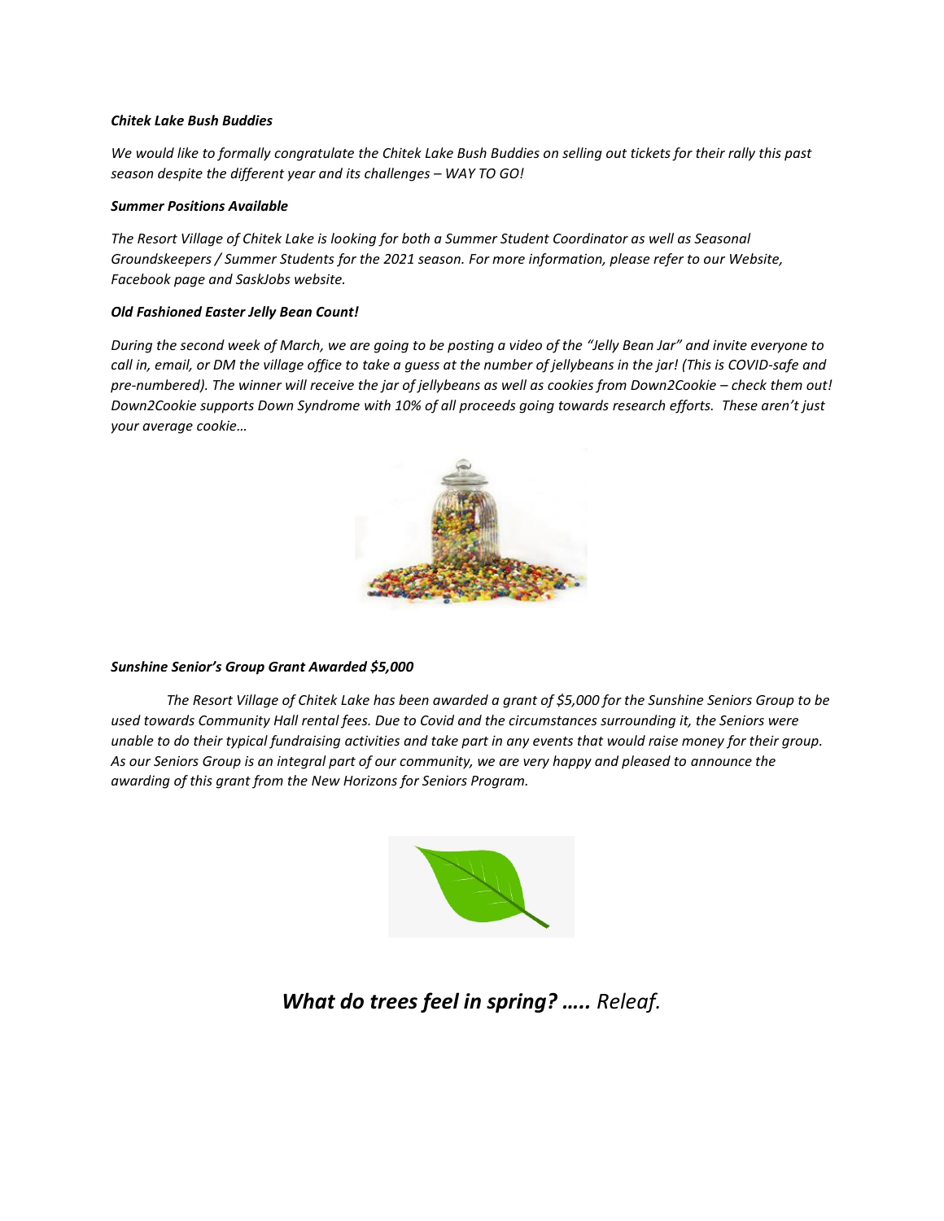***Chitek Lake Bush Buddies***

*We would like to formally congratulate the Chitek Lake Bush Buddies on selling out tickets for their rally this past season despite the different year and its challenges – WAY TO GO!*

***Summer Positions Available***

*The Resort Village of Chitek Lake is looking for both a Summer Student Coordinator as well as Seasonal Groundskeepers / Summer Students for the 2021 season. For more information, please refer to our Website, Facebook page and SaskJobs website.*

***Old Fashioned Easter Jelly Bean Count!***

*During the second week of March, we are going to be posting a video of the "Jelly Bean Jar" and invite everyone to call in, email, or DM the village office to take a guess at the number of jellybeans in the jar! (This is COVID-safe and pre-numbered). The winner will receive the jar of jellybeans as well as cookies from Down2Cookie – check them out! Down2Cookie supports Down Syndrome with 10% of all proceeds going towards research efforts. These aren't just your average cookie…*

***Sunshine Senior's Group Grant Awarded $5,000***

*The Resort Village of Chitek Lake has been awarded a grant of $5,000 for the Sunshine Seniors Group to be used towards Community Hall rental fees. Due to Covid and the circumstances surrounding it, the Seniors were unable to do their typical fundraising activities and take part in any events that would raise money for their group. As our Seniors Group is an integral part of our community, we are very happy and pleased to announce the awarding of this grant from the New Horizons for Seniors Program.*

***What do trees feel in spring? …..*** *Releaf.*